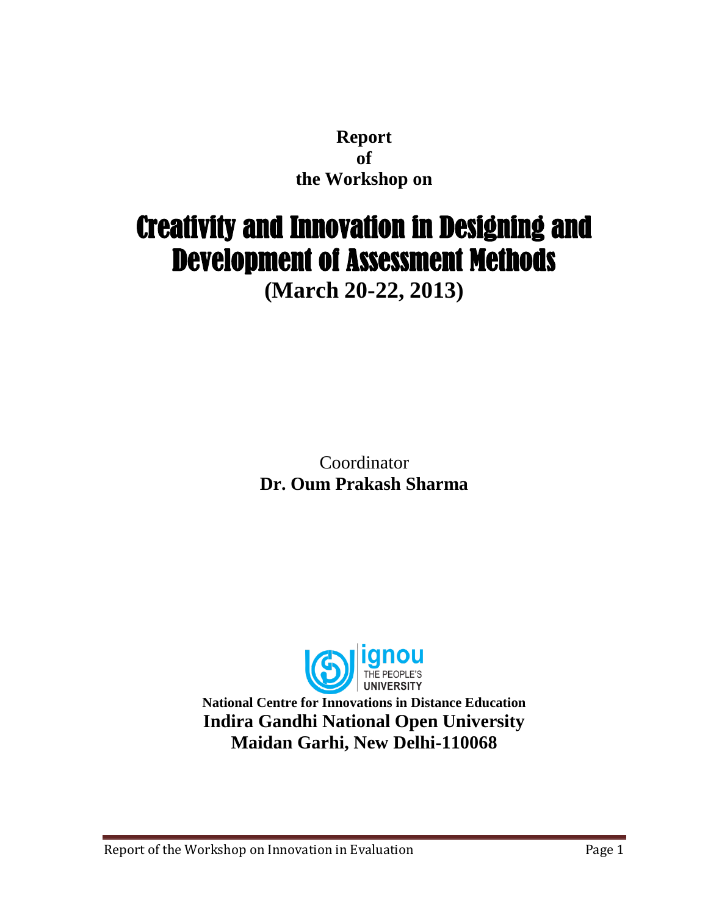**Report**

**of**

**the Workshop on**

# Creativity and Innovation in Designing and Development of Assessment Methods

**(March 20-22, 2013)**

Coordinator

**Dr. Oum Prakash Sharma**

ignou

THE PEOPLE'S UNIVERSITY

**National Centre for Innovations in Distance Education**

**Indira Gandhi National Open University**

**Maidan Garhi, New Delhi-110068**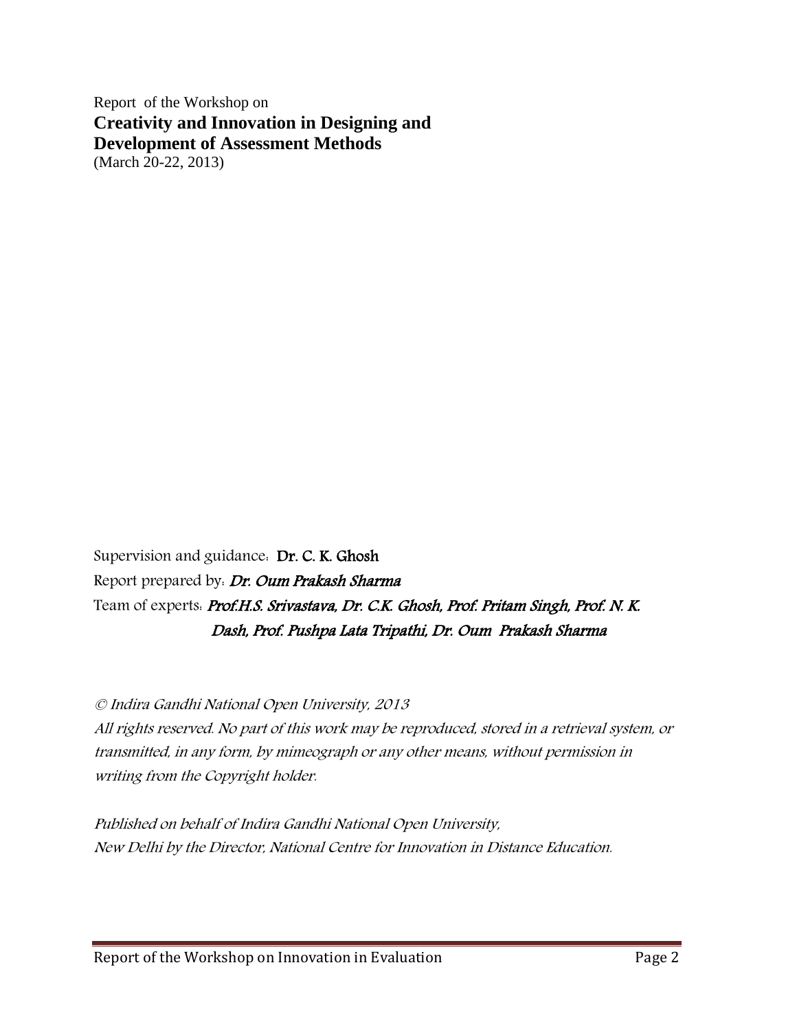Report of the Workshop on

**Creativity and Innovation in Designing and Development of Assessment Methods**

(March 20-22, 2013)

Supervision and guidance: **Dr. C. K. Ghosh**

Report prepared by: ***Dr. Oum Prakash Sharma***

Team of experts: ***Prof.H.S. Srivastava, Dr. C.K. Ghosh, Prof. Pritam Singh, Prof. N. K. Dash, Prof. Pushpa Lata Tripathi, Dr. Oum Prakash Sharma***

*© Indira Gandhi National Open University, 2013*

*All rights reserved. No part of this work may be reproduced, stored in a retrieval system, or transmitted, in any form, by mimeograph or any other means, without permission in writing from the Copyright holder.*

*Published on behalf of Indira Gandhi National Open University, New Delhi by the Director, National Centre for Innovation in Distance Education.*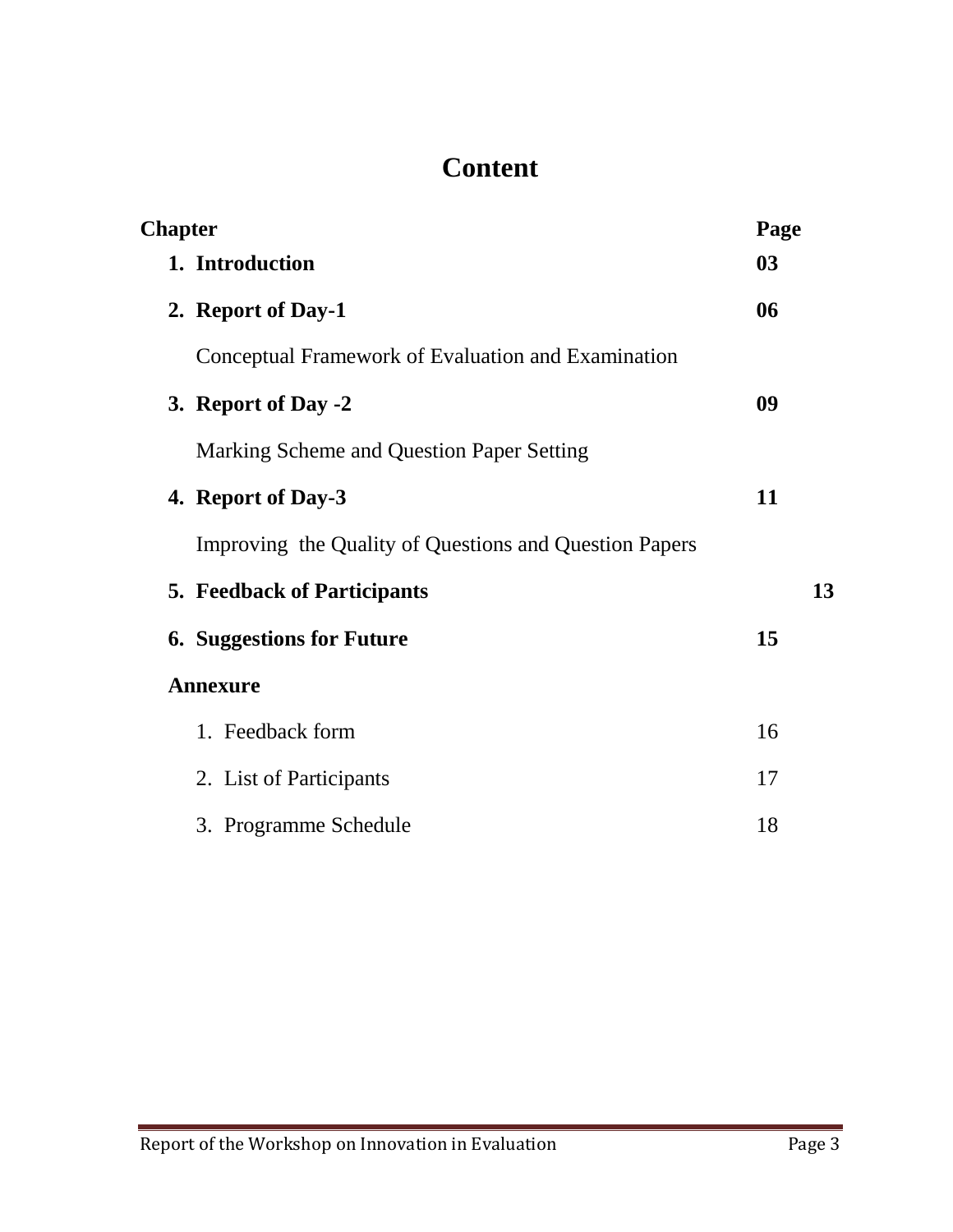# Content

| Chapter | Page |
|---|---|
| **1. Introduction** | **03** |
| **2. Report of Day-1** | **06** |
| Conceptual Framework of Evaluation and Examination | |
| **3. Report of Day -2** | **09** |
| Marking Scheme and Question Paper Setting | |
| **4. Report of Day-3** | **11** |
| Improving the Quality of Questions and Question Papers | |
| **5. Feedback of Participants** | **13** |
| **6. Suggestions for Future** | **15** |
| **Annexure** | |
| 1. Feedback form | 16 |
| 2. List of Participants | 17 |
| 3. Programme Schedule | 18 |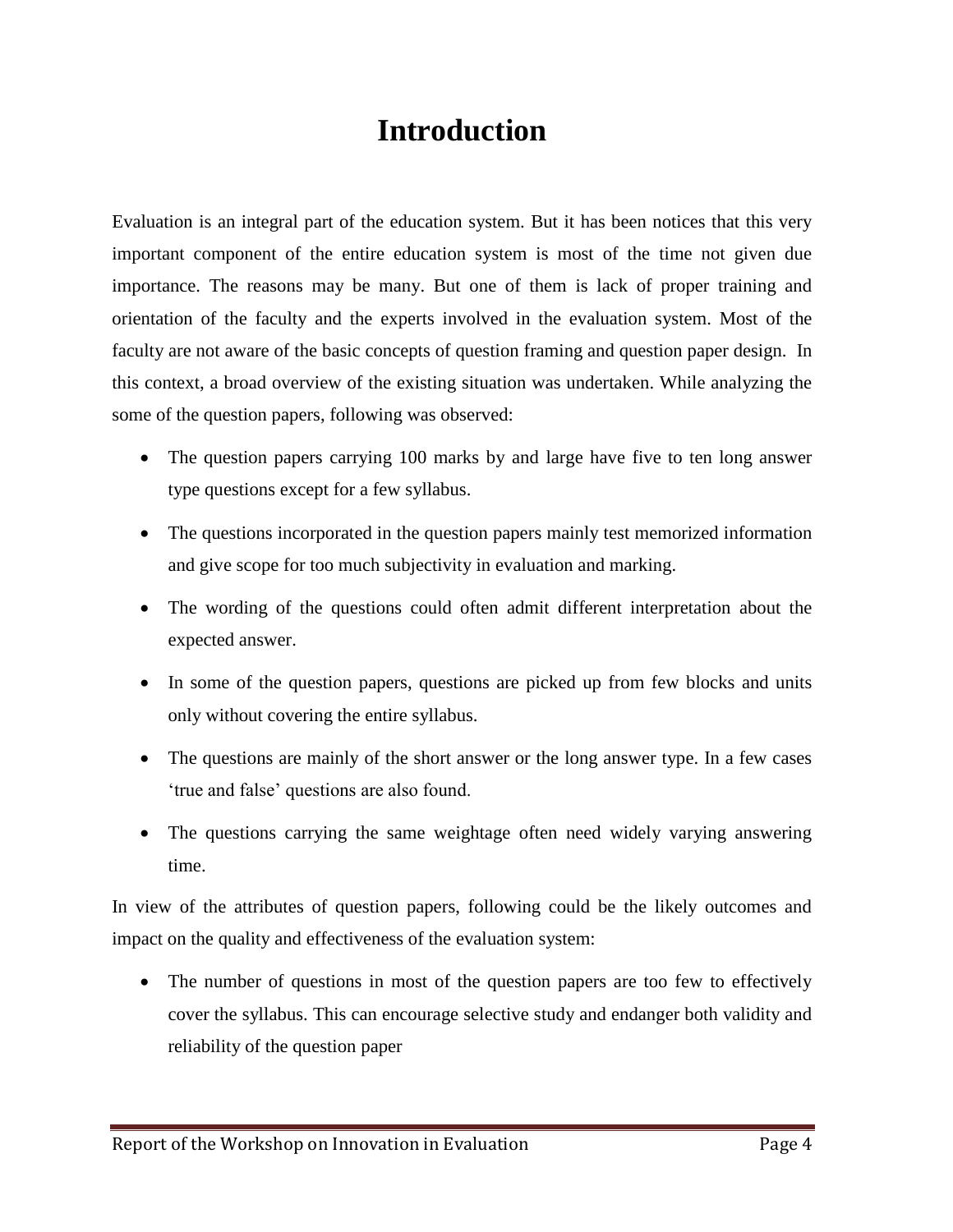# Introduction

Evaluation is an integral part of the education system. But it has been notices that this very important component of the entire education system is most of the time not given due importance. The reasons may be many. But one of them is lack of proper training and orientation of the faculty and the experts involved in the evaluation system. Most of the faculty are not aware of the basic concepts of question framing and question paper design. In this context, a broad overview of the existing situation was undertaken. While analyzing the some of the question papers, following was observed:

- The question papers carrying 100 marks by and large have five to ten long answer type questions except for a few syllabus.
- The questions incorporated in the question papers mainly test memorized information and give scope for too much subjectivity in evaluation and marking.
- The wording of the questions could often admit different interpretation about the expected answer.
- In some of the question papers, questions are picked up from few blocks and units only without covering the entire syllabus.
- The questions are mainly of the short answer or the long answer type. In a few cases 'true and false' questions are also found.
- The questions carrying the same weightage often need widely varying answering time.

In view of the attributes of question papers, following could be the likely outcomes and impact on the quality and effectiveness of the evaluation system:

- The number of questions in most of the question papers are too few to effectively cover the syllabus. This can encourage selective study and endanger both validity and reliability of the question paper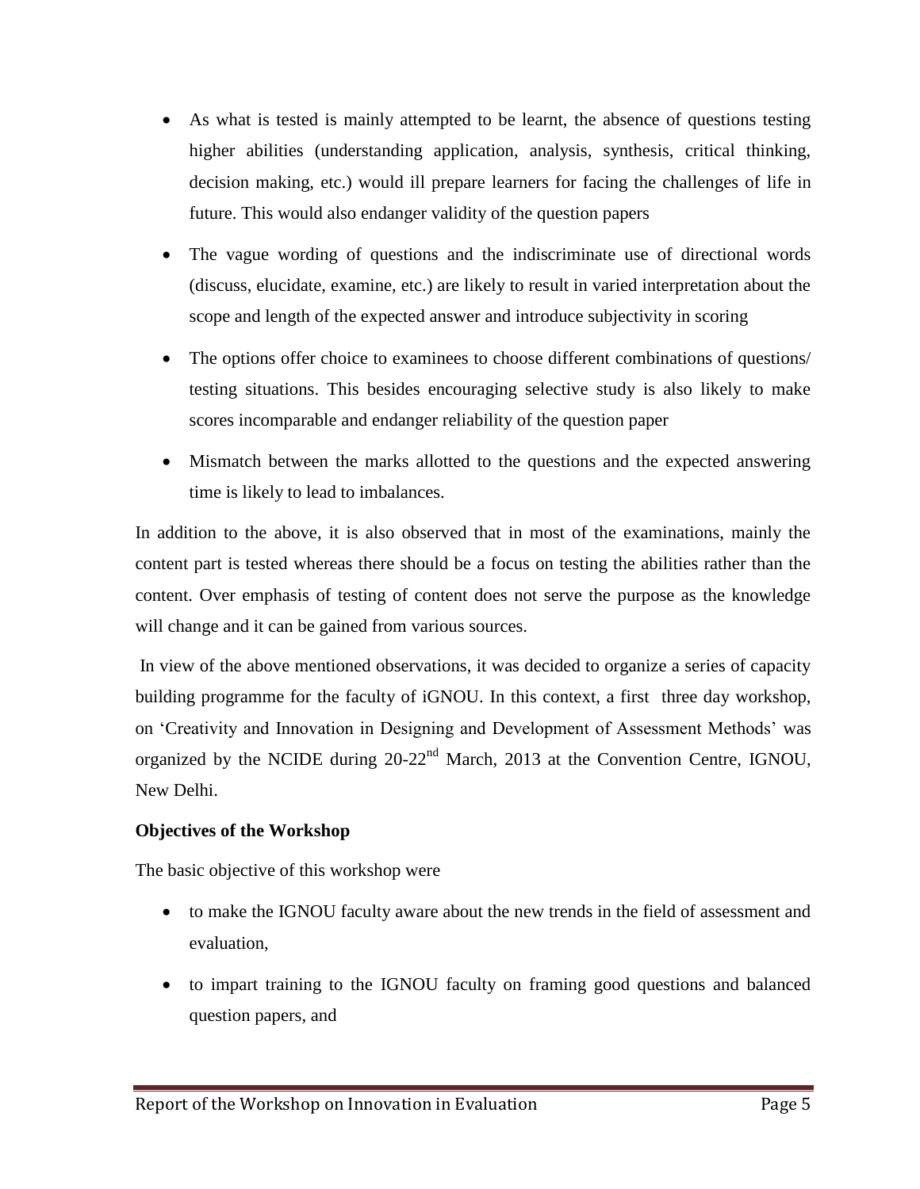- As what is tested is mainly attempted to be learnt, the absence of questions testing higher abilities (understanding application, analysis, synthesis, critical thinking, decision making, etc.) would ill prepare learners for facing the challenges of life in future. This would also endanger validity of the question papers
- The vague wording of questions and the indiscriminate use of directional words (discuss, elucidate, examine, etc.) are likely to result in varied interpretation about the scope and length of the expected answer and introduce subjectivity in scoring
- The options offer choice to examinees to choose different combinations of questions/ testing situations. This besides encouraging selective study is also likely to make scores incomparable and endanger reliability of the question paper
- Mismatch between the marks allotted to the questions and the expected answering time is likely to lead to imbalances.

In addition to the above, it is also observed that in most of the examinations, mainly the content part is tested whereas there should be a focus on testing the abilities rather than the content. Over emphasis of testing of content does not serve the purpose as the knowledge will change and it can be gained from various sources.

In view of the above mentioned observations, it was decided to organize a series of capacity building programme for the faculty of iGNOU. In this context, a first three day workshop, on 'Creativity and Innovation in Designing and Development of Assessment Methods' was organized by the NCIDE during 20-22nd March, 2013 at the Convention Centre, IGNOU, New Delhi.

**Objectives of the Workshop**

The basic objective of this workshop were

- to make the IGNOU faculty aware about the new trends in the field of assessment and evaluation,
- to impart training to the IGNOU faculty on framing good questions and balanced question papers, and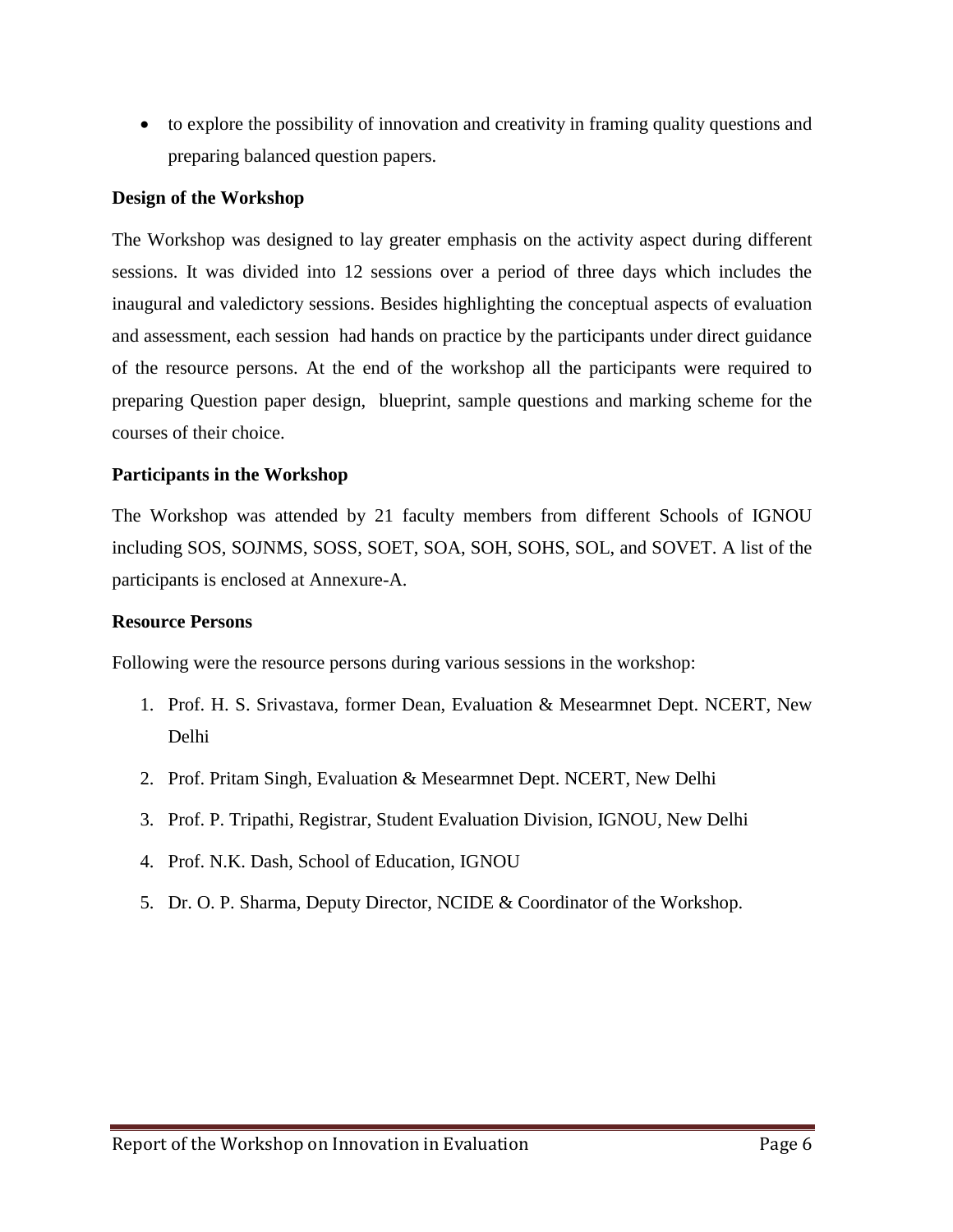- to explore the possibility of innovation and creativity in framing quality questions and preparing balanced question papers.

**Design of the Workshop**

The Workshop was designed to lay greater emphasis on the activity aspect during different sessions. It was divided into 12 sessions over a period of three days which includes the inaugural and valedictory sessions. Besides highlighting the conceptual aspects of evaluation and assessment, each session had hands on practice by the participants under direct guidance of the resource persons. At the end of the workshop all the participants were required to preparing Question paper design, blueprint, sample questions and marking scheme for the courses of their choice.

**Participants in the Workshop**

The Workshop was attended by 21 faculty members from different Schools of IGNOU including SOS, SOJNMS, SOSS, SOET, SOA, SOH, SOHS, SOL, and SOVET. A list of the participants is enclosed at Annexure-A.

**Resource Persons**

Following were the resource persons during various sessions in the workshop:

1. Prof. H. S. Srivastava, former Dean, Evaluation & Mesearmnet Dept. NCERT, New Delhi
2. Prof. Pritam Singh, Evaluation & Mesearmnet Dept. NCERT, New Delhi
3. Prof. P. Tripathi, Registrar, Student Evaluation Division, IGNOU, New Delhi
4. Prof. N.K. Dash, School of Education, IGNOU
5. Dr. O. P. Sharma, Deputy Director, NCIDE & Coordinator of the Workshop.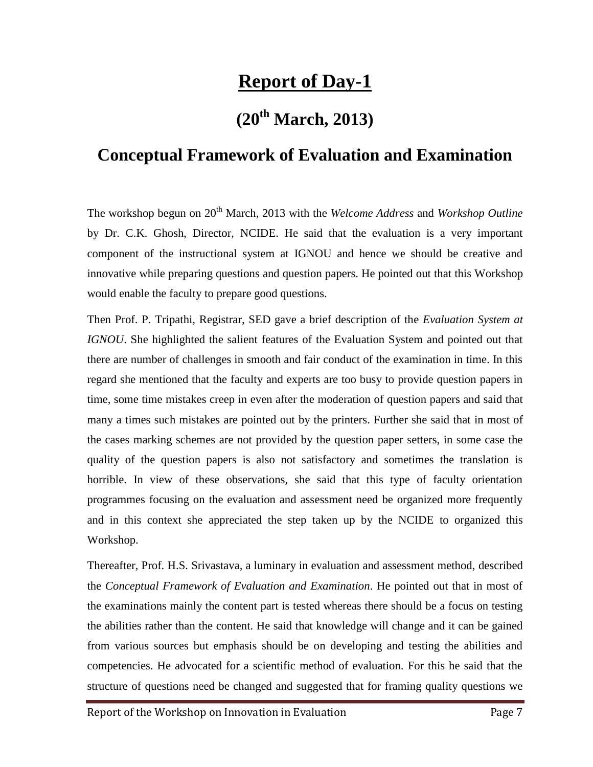# Report of Day-1

## (20th March, 2013)

## Conceptual Framework of Evaluation and Examination

The workshop begun on 20th March, 2013 with the *Welcome Address* and *Workshop Outline* by Dr. C.K. Ghosh, Director, NCIDE. He said that the evaluation is a very important component of the instructional system at IGNOU and hence we should be creative and innovative while preparing questions and question papers. He pointed out that this Workshop would enable the faculty to prepare good questions.

Then Prof. P. Tripathi, Registrar, SED gave a brief description of the *Evaluation System at IGNOU*. She highlighted the salient features of the Evaluation System and pointed out that there are number of challenges in smooth and fair conduct of the examination in time. In this regard she mentioned that the faculty and experts are too busy to provide question papers in time, some time mistakes creep in even after the moderation of question papers and said that many a times such mistakes are pointed out by the printers. Further she said that in most of the cases marking schemes are not provided by the question paper setters, in some case the quality of the question papers is also not satisfactory and sometimes the translation is horrible. In view of these observations, she said that this type of faculty orientation programmes focusing on the evaluation and assessment need be organized more frequently and in this context she appreciated the step taken up by the NCIDE to organized this Workshop.

Thereafter, Prof. H.S. Srivastava, a luminary in evaluation and assessment method, described the *Conceptual Framework of Evaluation and Examination*. He pointed out that in most of the examinations mainly the content part is tested whereas there should be a focus on testing the abilities rather than the content. He said that knowledge will change and it can be gained from various sources but emphasis should be on developing and testing the abilities and competencies. He advocated for a scientific method of evaluation. For this he said that the structure of questions need be changed and suggested that for framing quality questions we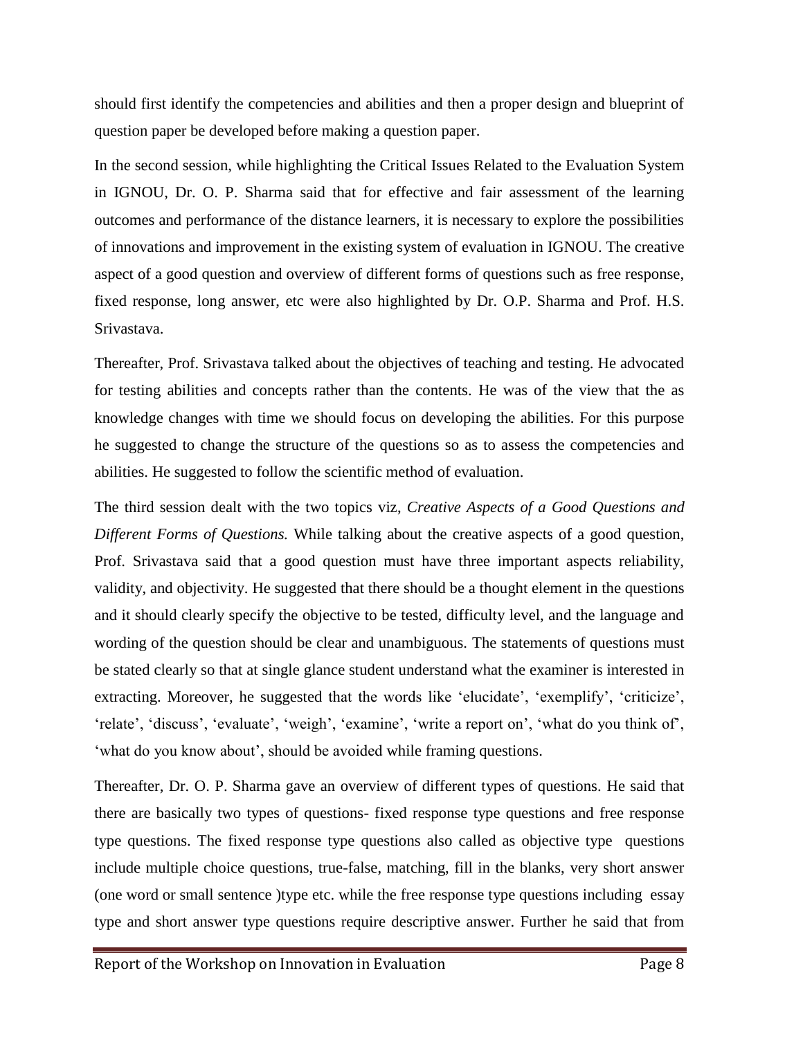should first identify the competencies and abilities and then a proper design and blueprint of question paper be developed before making a question paper.

In the second session, while highlighting the Critical Issues Related to the Evaluation System in IGNOU, Dr. O. P. Sharma said that for effective and fair assessment of the learning outcomes and performance of the distance learners, it is necessary to explore the possibilities of innovations and improvement in the existing system of evaluation in IGNOU. The creative aspect of a good question and overview of different forms of questions such as free response, fixed response, long answer, etc were also highlighted by Dr. O.P. Sharma and Prof. H.S. Srivastava.

Thereafter, Prof. Srivastava talked about the objectives of teaching and testing. He advocated for testing abilities and concepts rather than the contents. He was of the view that the as knowledge changes with time we should focus on developing the abilities. For this purpose he suggested to change the structure of the questions so as to assess the competencies and abilities. He suggested to follow the scientific method of evaluation.

The third session dealt with the two topics viz, *Creative Aspects of a Good Questions and Different Forms of Questions.* While talking about the creative aspects of a good question, Prof. Srivastava said that a good question must have three important aspects reliability, validity, and objectivity. He suggested that there should be a thought element in the questions and it should clearly specify the objective to be tested, difficulty level, and the language and wording of the question should be clear and unambiguous. The statements of questions must be stated clearly so that at single glance student understand what the examiner is interested in extracting. Moreover, he suggested that the words like 'elucidate', 'exemplify', 'criticize', 'relate', 'discuss', 'evaluate', 'weigh', 'examine', 'write a report on', 'what do you think of', 'what do you know about', should be avoided while framing questions.

Thereafter, Dr. O. P. Sharma gave an overview of different types of questions. He said that there are basically two types of questions- fixed response type questions and free response type questions. The fixed response type questions also called as objective type questions include multiple choice questions, true-false, matching, fill in the blanks, very short answer (one word or small sentence )type etc. while the free response type questions including essay type and short answer type questions require descriptive answer. Further he said that from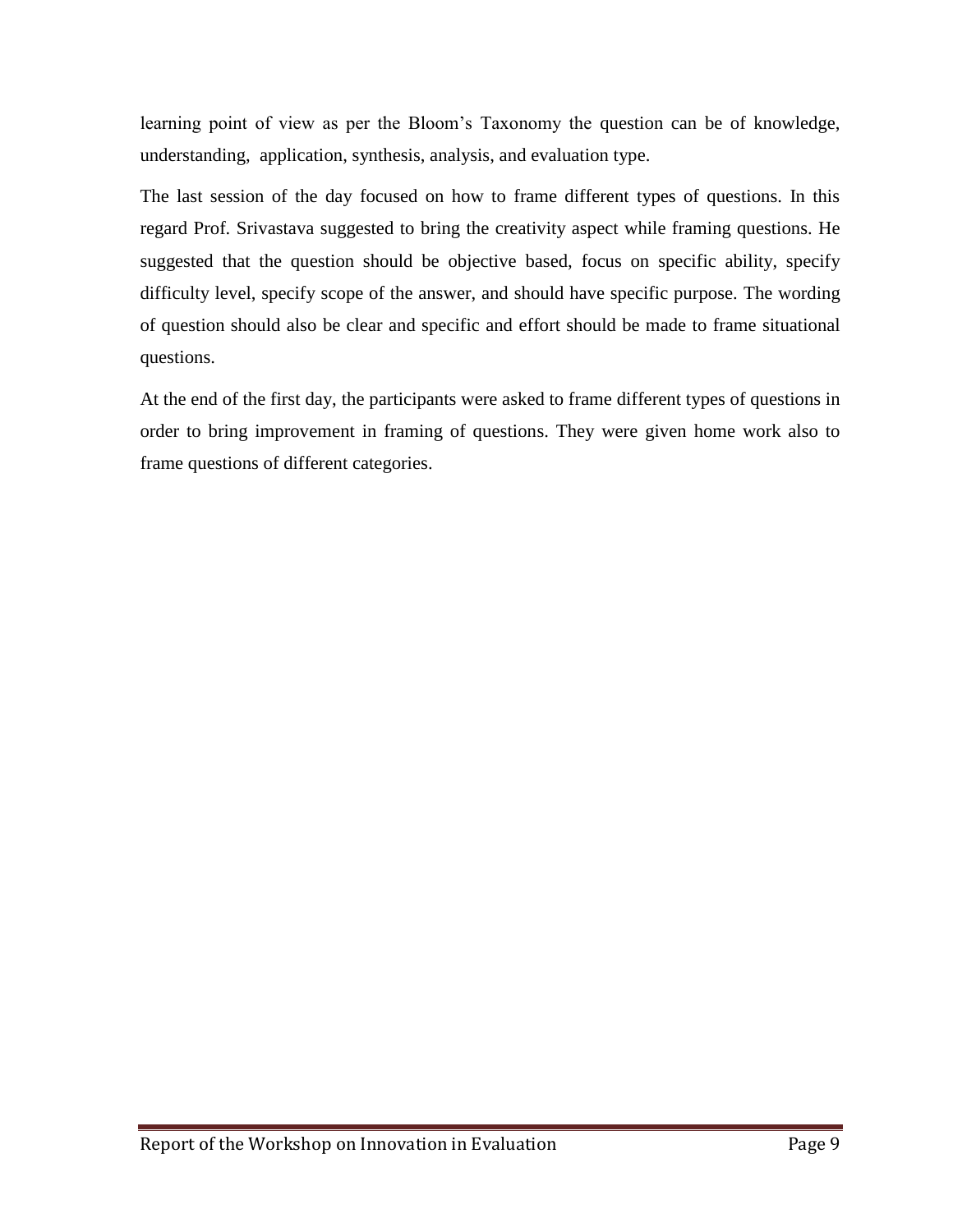learning point of view as per the Bloom's Taxonomy the question can be of knowledge, understanding, application, synthesis, analysis, and evaluation type.

The last session of the day focused on how to frame different types of questions. In this regard Prof. Srivastava suggested to bring the creativity aspect while framing questions. He suggested that the question should be objective based, focus on specific ability, specify difficulty level, specify scope of the answer, and should have specific purpose. The wording of question should also be clear and specific and effort should be made to frame situational questions.

At the end of the first day, the participants were asked to frame different types of questions in order to bring improvement in framing of questions. They were given home work also to frame questions of different categories.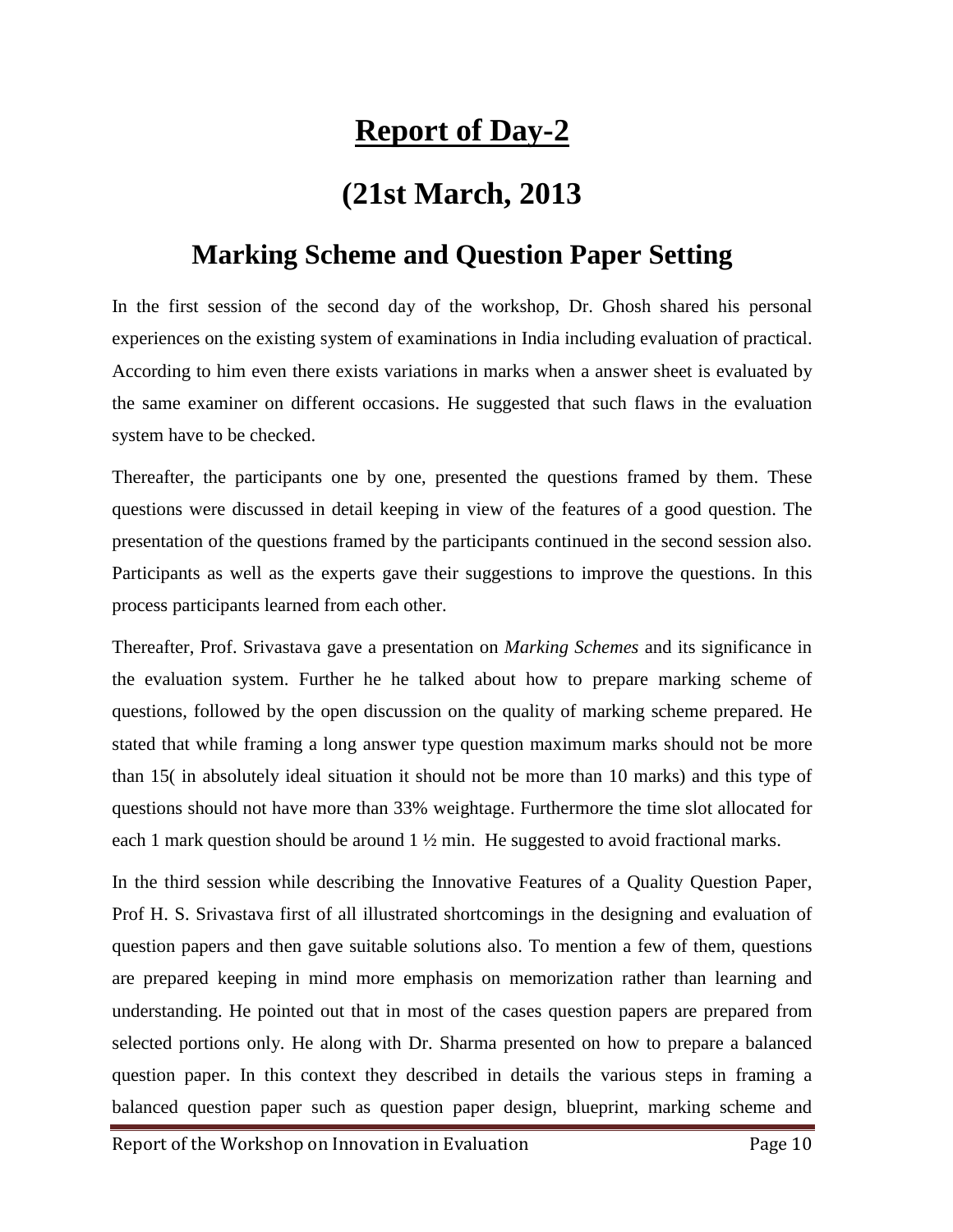# Report of Day-2

## (21st March, 2013

## Marking Scheme and Question Paper Setting

In the first session of the second day of the workshop, Dr. Ghosh shared his personal experiences on the existing system of examinations in India including evaluation of practical. According to him even there exists variations in marks when a answer sheet is evaluated by the same examiner on different occasions. He suggested that such flaws in the evaluation system have to be checked.

Thereafter, the participants one by one, presented the questions framed by them. These questions were discussed in detail keeping in view of the features of a good question. The presentation of the questions framed by the participants continued in the second session also. Participants as well as the experts gave their suggestions to improve the questions. In this process participants learned from each other.

Thereafter, Prof. Srivastava gave a presentation on *Marking Schemes* and its significance in the evaluation system. Further he he talked about how to prepare marking scheme of questions, followed by the open discussion on the quality of marking scheme prepared. He stated that while framing a long answer type question maximum marks should not be more than 15( in absolutely ideal situation it should not be more than 10 marks) and this type of questions should not have more than 33% weightage. Furthermore the time slot allocated for each 1 mark question should be around 1 ½ min. He suggested to avoid fractional marks.

In the third session while describing the Innovative Features of a Quality Question Paper, Prof H. S. Srivastava first of all illustrated shortcomings in the designing and evaluation of question papers and then gave suitable solutions also. To mention a few of them, questions are prepared keeping in mind more emphasis on memorization rather than learning and understanding. He pointed out that in most of the cases question papers are prepared from selected portions only. He along with Dr. Sharma presented on how to prepare a balanced question paper. In this context they described in details the various steps in framing a balanced question paper such as question paper design, blueprint, marking scheme and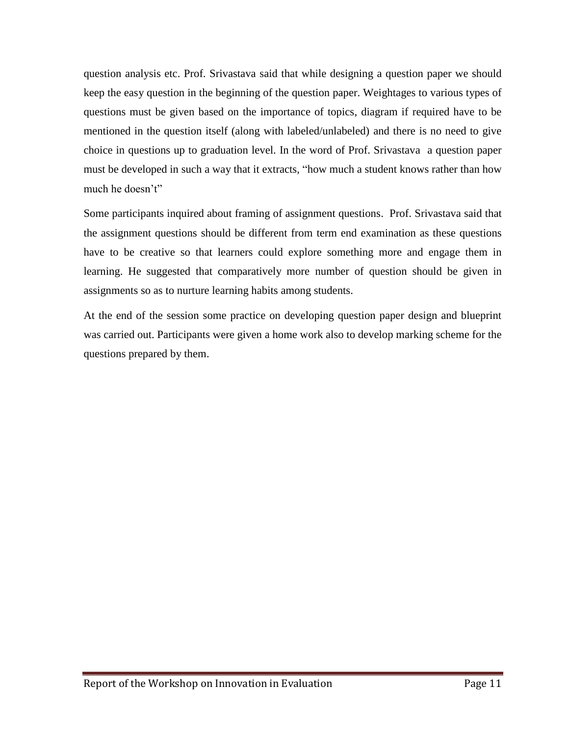question analysis etc. Prof. Srivastava said that while designing a question paper we should keep the easy question in the beginning of the question paper. Weightages to various types of questions must be given based on the importance of topics, diagram if required have to be mentioned in the question itself (along with labeled/unlabeled) and there is no need to give choice in questions up to graduation level. In the word of Prof. Srivastava a question paper must be developed in such a way that it extracts, "how much a student knows rather than how much he doesn't"

Some participants inquired about framing of assignment questions. Prof. Srivastava said that the assignment questions should be different from term end examination as these questions have to be creative so that learners could explore something more and engage them in learning. He suggested that comparatively more number of question should be given in assignments so as to nurture learning habits among students.

At the end of the session some practice on developing question paper design and blueprint was carried out. Participants were given a home work also to develop marking scheme for the questions prepared by them.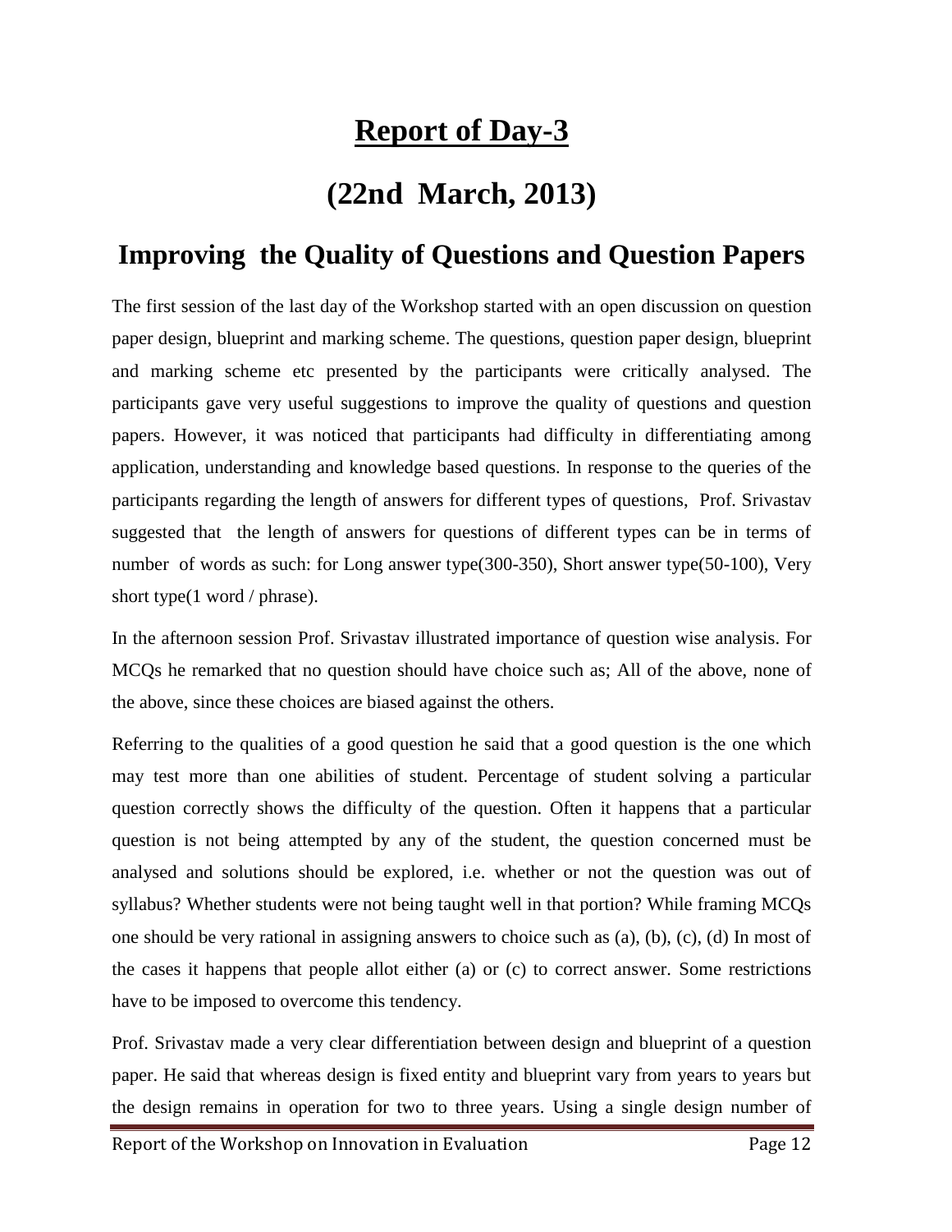# Report of Day-3

# (22nd March, 2013)

## Improving the Quality of Questions and Question Papers

The first session of the last day of the Workshop started with an open discussion on question paper design, blueprint and marking scheme. The questions, question paper design, blueprint and marking scheme etc presented by the participants were critically analysed. The participants gave very useful suggestions to improve the quality of questions and question papers. However, it was noticed that participants had difficulty in differentiating among application, understanding and knowledge based questions. In response to the queries of the participants regarding the length of answers for different types of questions, Prof. Srivastav suggested that the length of answers for questions of different types can be in terms of number of words as such: for Long answer type(300-350), Short answer type(50-100), Very short type(1 word / phrase).

In the afternoon session Prof. Srivastav illustrated importance of question wise analysis. For MCQs he remarked that no question should have choice such as; All of the above, none of the above, since these choices are biased against the others.

Referring to the qualities of a good question he said that a good question is the one which may test more than one abilities of student. Percentage of student solving a particular question correctly shows the difficulty of the question. Often it happens that a particular question is not being attempted by any of the student, the question concerned must be analysed and solutions should be explored, i.e. whether or not the question was out of syllabus? Whether students were not being taught well in that portion? While framing MCQs one should be very rational in assigning answers to choice such as (a), (b), (c), (d) In most of the cases it happens that people allot either (a) or (c) to correct answer. Some restrictions have to be imposed to overcome this tendency.

Prof. Srivastav made a very clear differentiation between design and blueprint of a question paper. He said that whereas design is fixed entity and blueprint vary from years to years but the design remains in operation for two to three years. Using a single design number of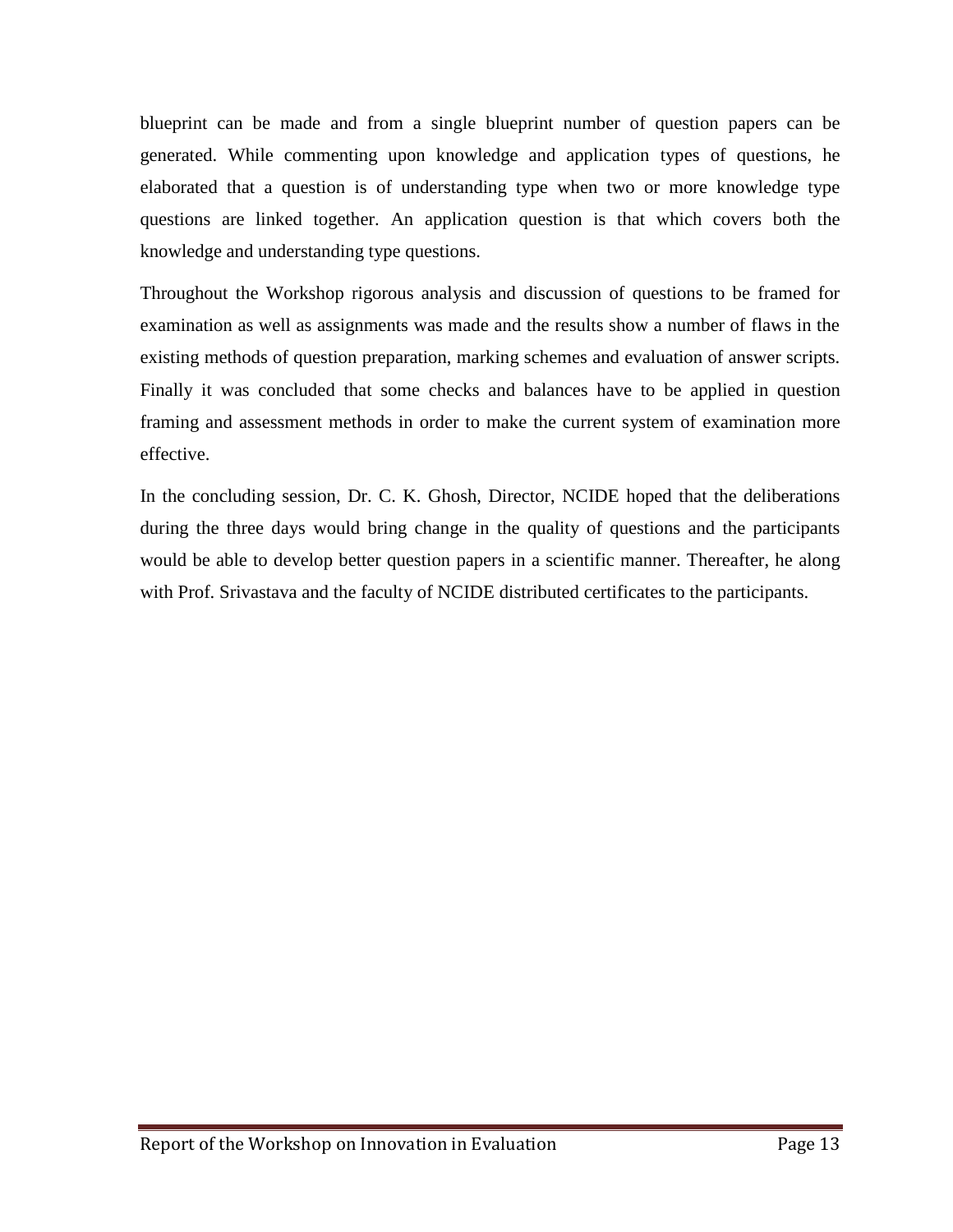blueprint can be made and from a single blueprint number of question papers can be generated. While commenting upon knowledge and application types of questions, he elaborated that a question is of understanding type when two or more knowledge type questions are linked together. An application question is that which covers both the knowledge and understanding type questions.

Throughout the Workshop rigorous analysis and discussion of questions to be framed for examination as well as assignments was made and the results show a number of flaws in the existing methods of question preparation, marking schemes and evaluation of answer scripts. Finally it was concluded that some checks and balances have to be applied in question framing and assessment methods in order to make the current system of examination more effective.

In the concluding session, Dr. C. K. Ghosh, Director, NCIDE hoped that the deliberations during the three days would bring change in the quality of questions and the participants would be able to develop better question papers in a scientific manner. Thereafter, he along with Prof. Srivastava and the faculty of NCIDE distributed certificates to the participants.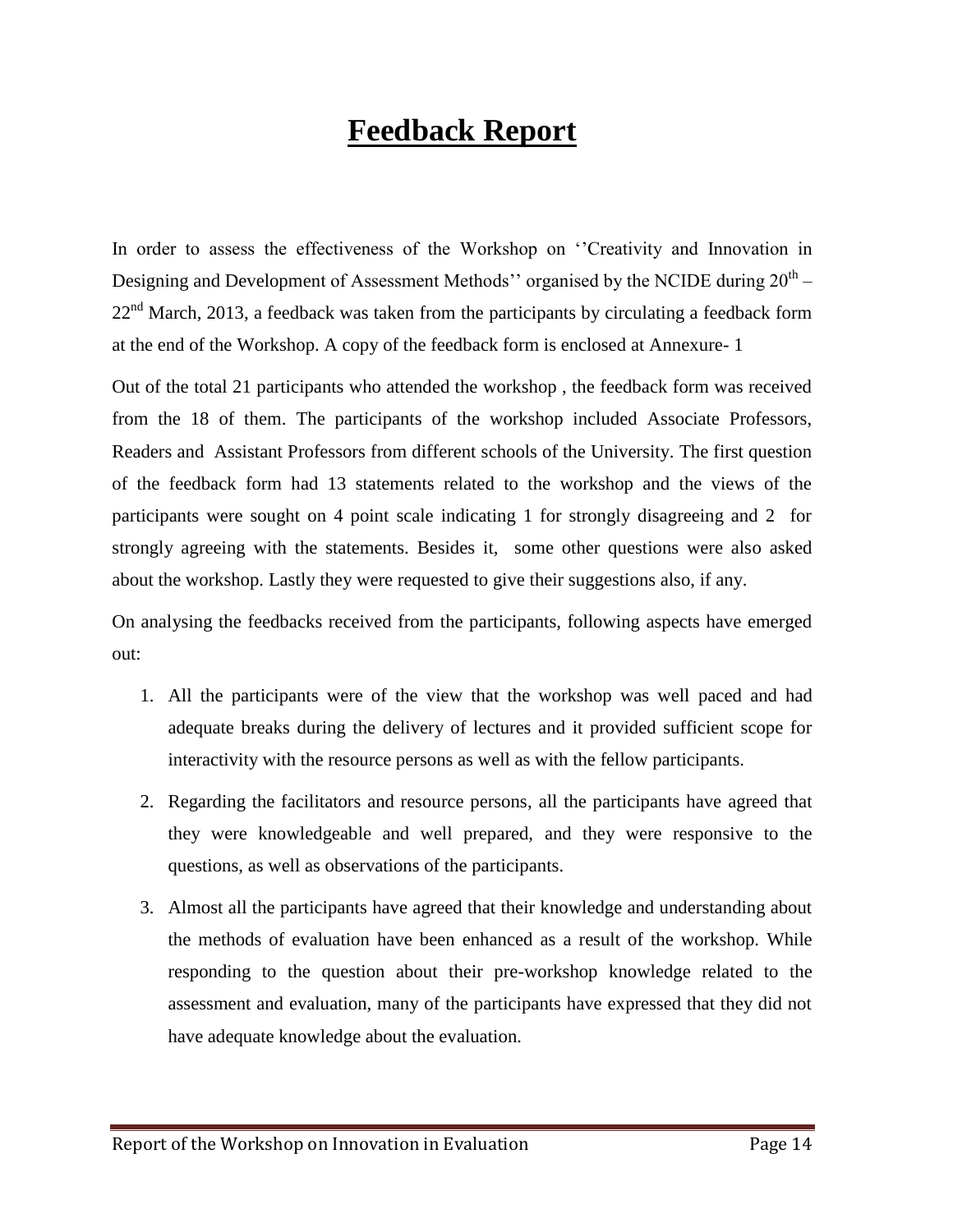# **Feedback Report**

In order to assess the effectiveness of the Workshop on ''Creativity and Innovation in Designing and Development of Assessment Methods'' organised by the NCIDE during 20th – 22nd March, 2013, a feedback was taken from the participants by circulating a feedback form at the end of the Workshop. A copy of the feedback form is enclosed at Annexure- 1

Out of the total 21 participants who attended the workshop , the feedback form was received from the 18 of them. The participants of the workshop included Associate Professors, Readers and Assistant Professors from different schools of the University. The first question of the feedback form had 13 statements related to the workshop and the views of the participants were sought on 4 point scale indicating 1 for strongly disagreeing and 2 for strongly agreeing with the statements. Besides it, some other questions were also asked about the workshop. Lastly they were requested to give their suggestions also, if any.

On analysing the feedbacks received from the participants, following aspects have emerged out:

1. All the participants were of the view that the workshop was well paced and had adequate breaks during the delivery of lectures and it provided sufficient scope for interactivity with the resource persons as well as with the fellow participants.
2. Regarding the facilitators and resource persons, all the participants have agreed that they were knowledgeable and well prepared, and they were responsive to the questions, as well as observations of the participants.
3. Almost all the participants have agreed that their knowledge and understanding about the methods of evaluation have been enhanced as a result of the workshop. While responding to the question about their pre-workshop knowledge related to the assessment and evaluation, many of the participants have expressed that they did not have adequate knowledge about the evaluation.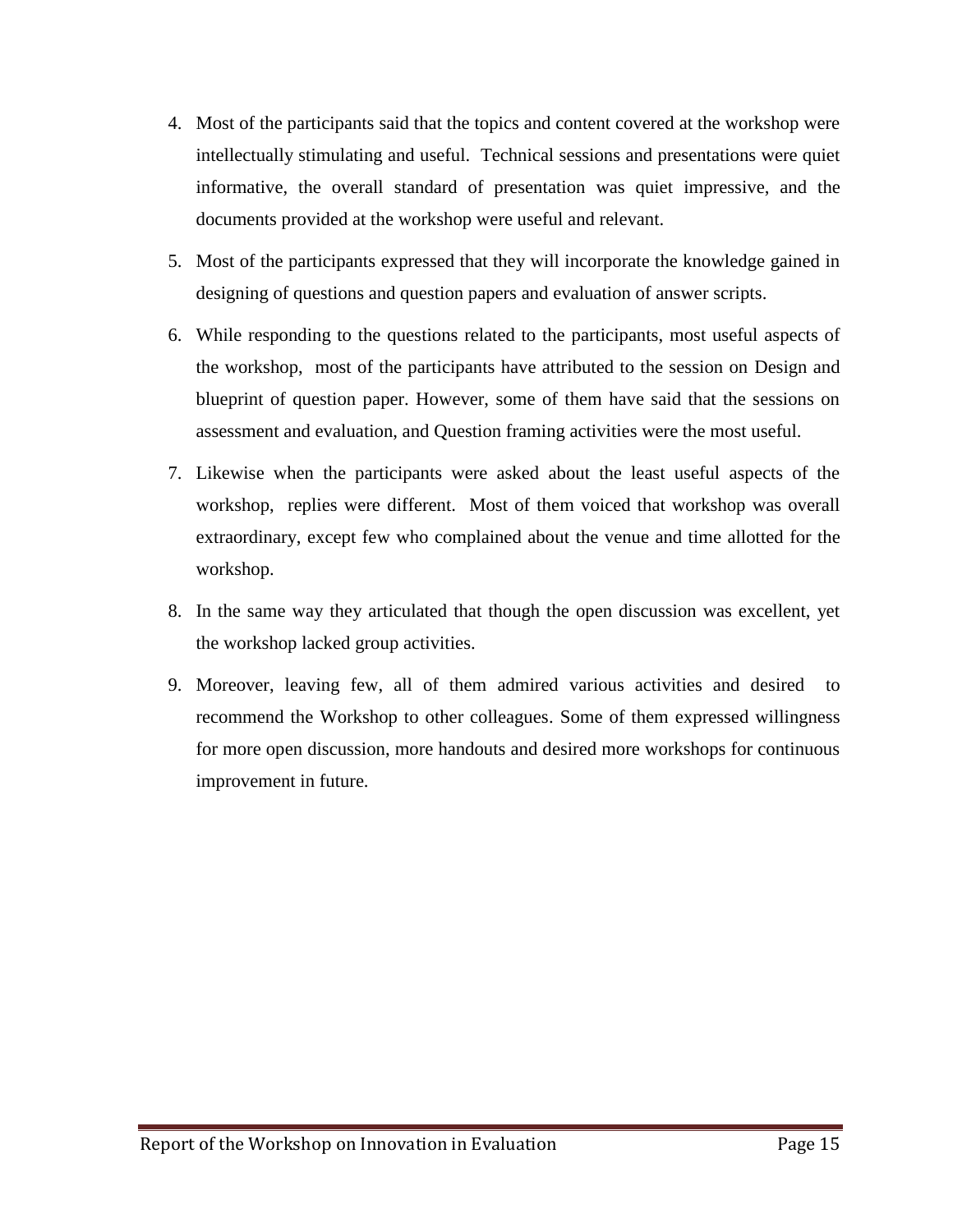4. Most of the participants said that the topics and content covered at the workshop were intellectually stimulating and useful. Technical sessions and presentations were quiet informative, the overall standard of presentation was quiet impressive, and the documents provided at the workshop were useful and relevant.

5. Most of the participants expressed that they will incorporate the knowledge gained in designing of questions and question papers and evaluation of answer scripts.

6. While responding to the questions related to the participants, most useful aspects of the workshop, most of the participants have attributed to the session on Design and blueprint of question paper. However, some of them have said that the sessions on assessment and evaluation, and Question framing activities were the most useful.

7. Likewise when the participants were asked about the least useful aspects of the workshop, replies were different. Most of them voiced that workshop was overall extraordinary, except few who complained about the venue and time allotted for the workshop.

8. In the same way they articulated that though the open discussion was excellent, yet the workshop lacked group activities.

9. Moreover, leaving few, all of them admired various activities and desired to recommend the Workshop to other colleagues. Some of them expressed willingness for more open discussion, more handouts and desired more workshops for continuous improvement in future.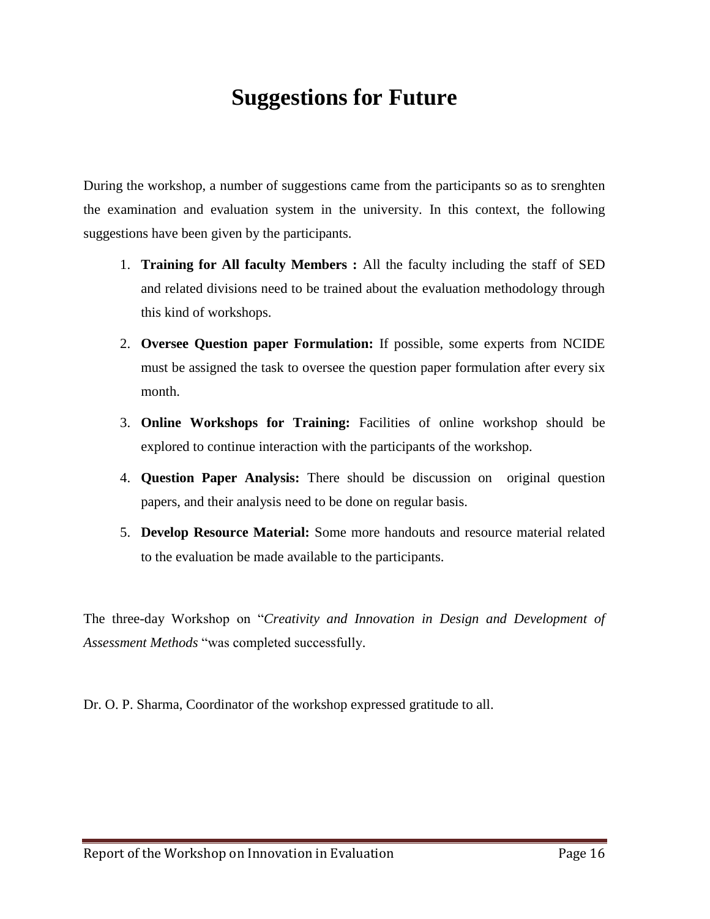# Suggestions for Future

During the workshop, a number of suggestions came from the participants so as to srenghten the examination and evaluation system in the university. In this context, the following suggestions have been given by the participants.

1. **Training for All faculty Members :** All the faculty including the staff of SED and related divisions need to be trained about the evaluation methodology through this kind of workshops.
2. **Oversee Question paper Formulation:** If possible, some experts from NCIDE must be assigned the task to oversee the question paper formulation after every six month.
3. **Online Workshops for Training:** Facilities of online workshop should be explored to continue interaction with the participants of the workshop.
4. **Question Paper Analysis:** There should be discussion on original question papers, and their analysis need to be done on regular basis.
5. **Develop Resource Material:** Some more handouts and resource material related to the evaluation be made available to the participants.

The three-day Workshop on "*Creativity and Innovation in Design and Development of Assessment Methods* "was completed successfully.

Dr. O. P. Sharma, Coordinator of the workshop expressed gratitude to all.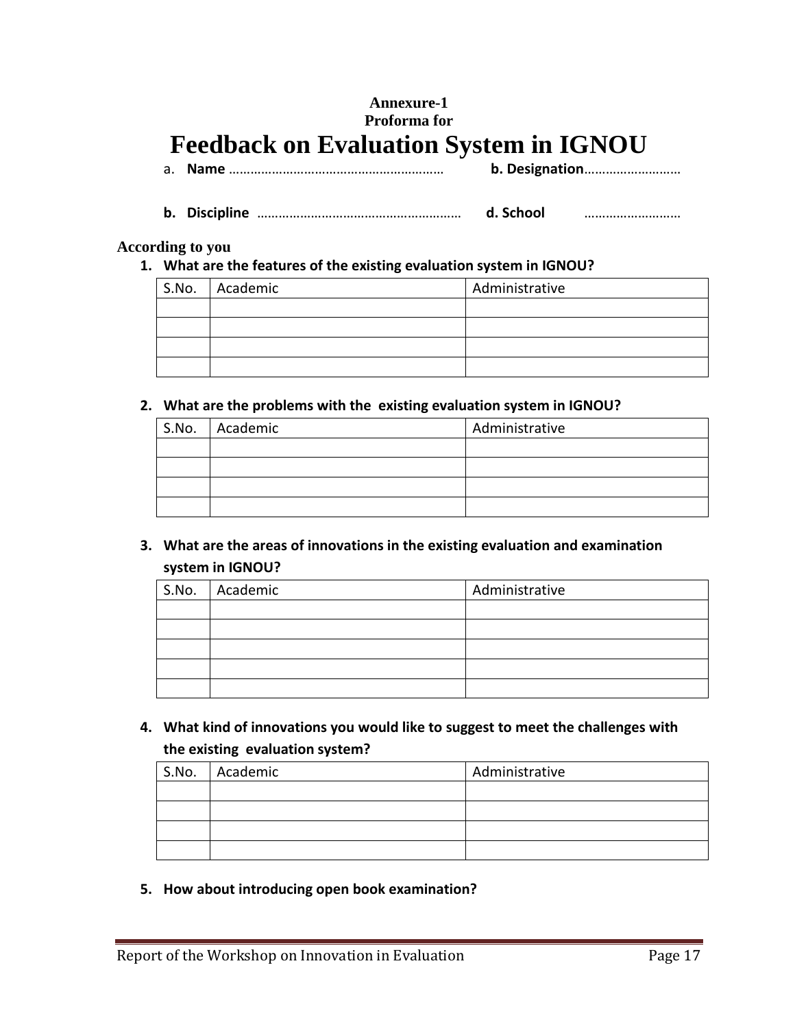**Annexure-1**
**Proforma for**

# Feedback on Evaluation System in IGNOU

a. **Name** …………………………………………………… **b. Designation**………………………

b. **Discipline** ………………………………………………… **d. School** ………………………

**According to you**

1. **What are the features of the existing evaluation system in IGNOU?**

| S.No. | Academic | Administrative |
|---|---|---|
| | | |
| | | |
| | | |
| | | |

2. **What are the problems with the existing evaluation system in IGNOU?**

| S.No. | Academic | Administrative |
|---|---|---|
| | | |
| | | |
| | | |
| | | |

3. **What are the areas of innovations in the existing evaluation and examination system in IGNOU?**

| S.No. | Academic | Administrative |
|---|---|---|
| | | |
| | | |
| | | |
| | | |
| | | |

4. **What kind of innovations you would like to suggest to meet the challenges with the existing evaluation system?**

| S.No. | Academic | Administrative |
|---|---|---|
| | | |
| | | |
| | | |
| | | |

5. **How about introducing open book examination?**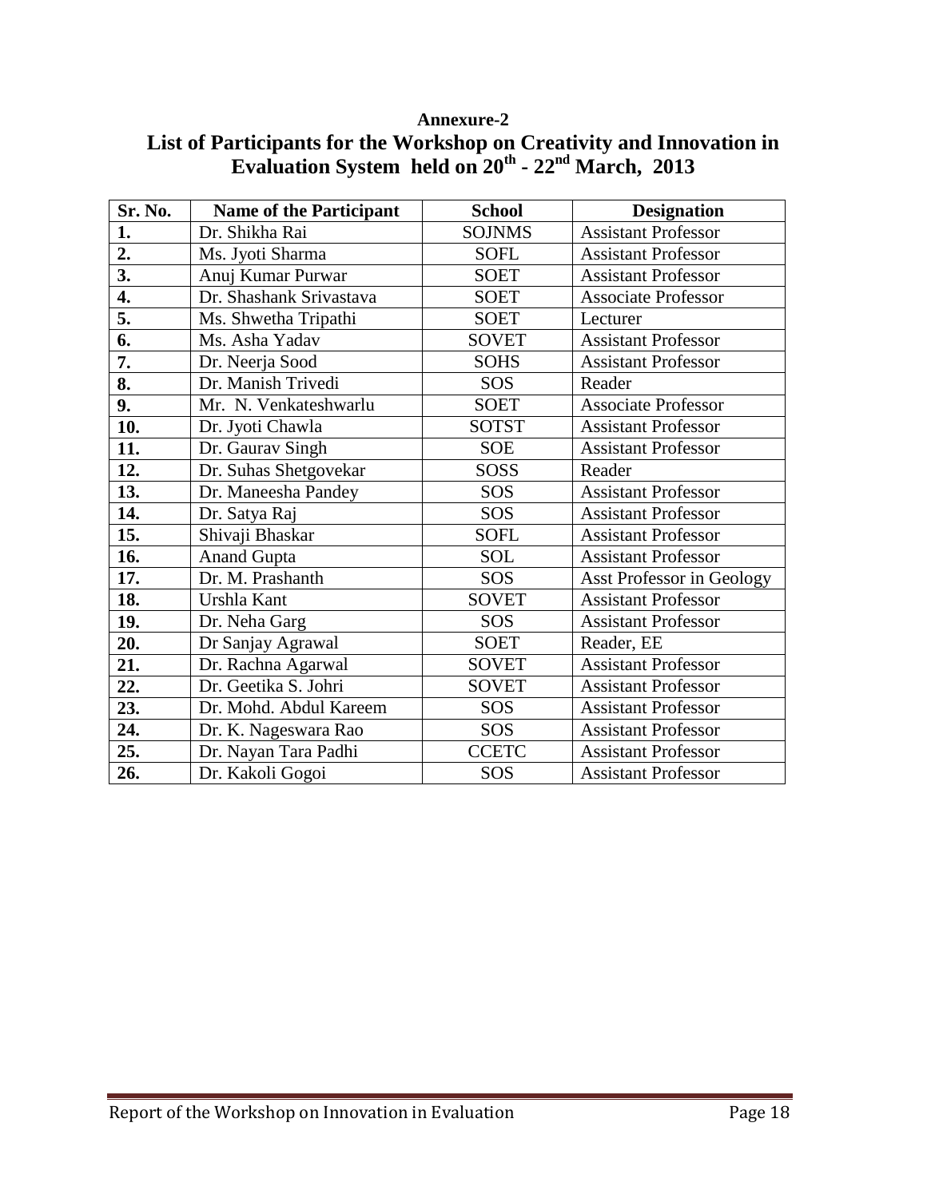**Annexure-2**

## List of Participants for the Workshop on Creativity and Innovation in Evaluation System held on 20th - 22nd March, 2013

| Sr. No. | Name of the Participant | School | Designation |
|---|---|---|---|
| 1. | Dr. Shikha Rai | SOJNMS | Assistant Professor |
| 2. | Ms. Jyoti Sharma | SOFL | Assistant Professor |
| 3. | Anuj Kumar Purwar | SOET | Assistant Professor |
| 4. | Dr. Shashank Srivastava | SOET | Associate Professor |
| 5. | Ms. Shwetha Tripathi | SOET | Lecturer |
| 6. | Ms. Asha Yadav | SOVET | Assistant Professor |
| 7. | Dr. Neerja Sood | SOHS | Assistant Professor |
| 8. | Dr. Manish Trivedi | SOS | Reader |
| 9. | Mr. N. Venkateshwarlu | SOET | Associate Professor |
| 10. | Dr. Jyoti Chawla | SOTST | Assistant Professor |
| 11. | Dr. Gaurav Singh | SOE | Assistant Professor |
| 12. | Dr. Suhas Shetgovekar | SOSS | Reader |
| 13. | Dr. Maneesha Pandey | SOS | Assistant Professor |
| 14. | Dr. Satya Raj | SOS | Assistant Professor |
| 15. | Shivaji Bhaskar | SOFL | Assistant Professor |
| 16. | Anand Gupta | SOL | Assistant Professor |
| 17. | Dr. M. Prashanth | SOS | Asst Professor in Geology |
| 18. | Urshla Kant | SOVET | Assistant Professor |
| 19. | Dr. Neha Garg | SOS | Assistant Professor |
| 20. | Dr Sanjay Agrawal | SOET | Reader, EE |
| 21. | Dr. Rachna Agarwal | SOVET | Assistant Professor |
| 22. | Dr. Geetika S. Johri | SOVET | Assistant Professor |
| 23. | Dr. Mohd. Abdul Kareem | SOS | Assistant Professor |
| 24. | Dr. K. Nageswara Rao | SOS | Assistant Professor |
| 25. | Dr. Nayan Tara Padhi | CCETC | Assistant Professor |
| 26. | Dr. Kakoli Gogoi | SOS | Assistant Professor |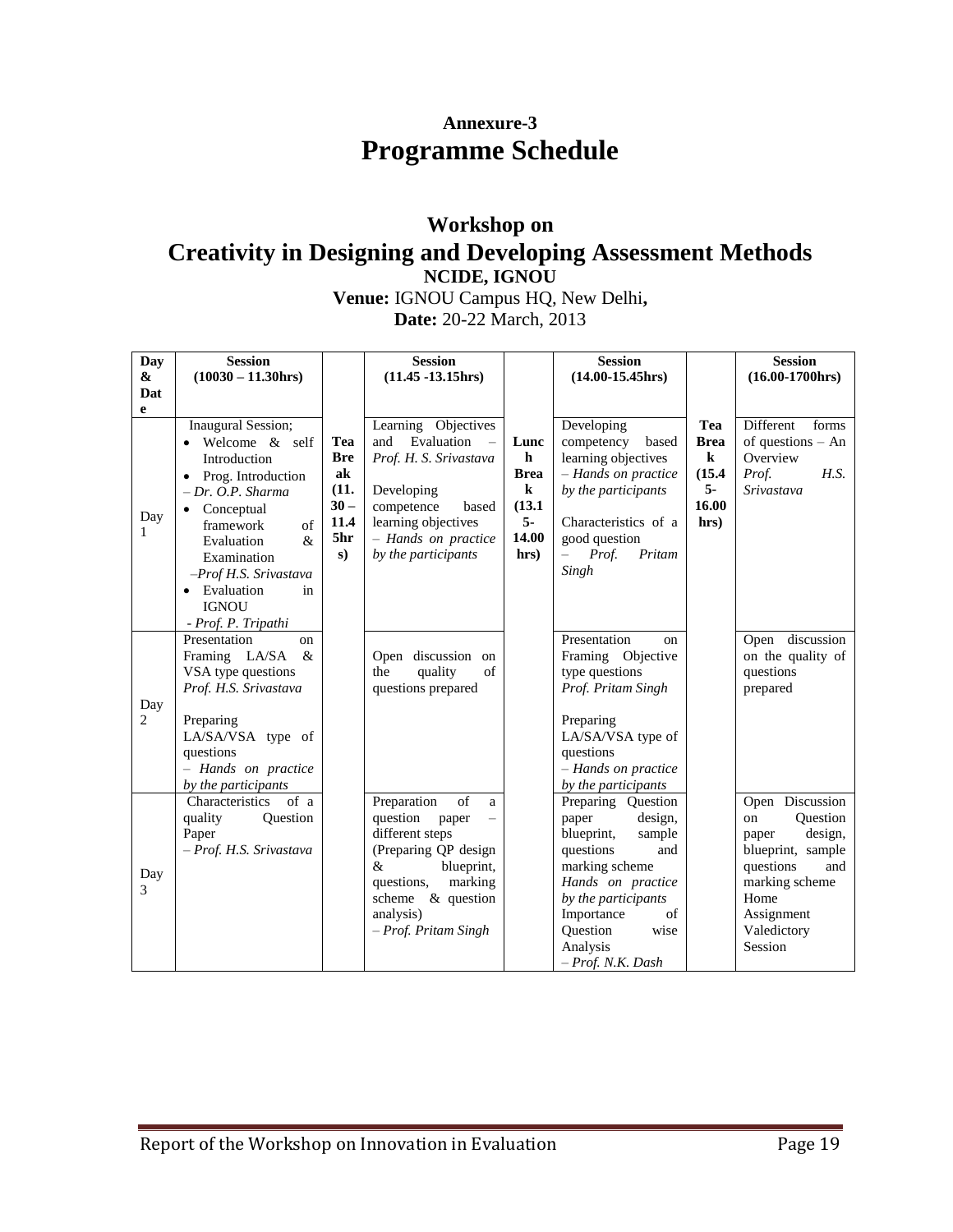**Annexure-3**

# Programme Schedule

## Workshop on

## Creativity in Designing and Developing Assessment Methods

**NCIDE, IGNOU**

**Venue:** IGNOU Campus HQ, New Delhi,

**Date:** 20-22 March, 2013

| Day & Date | Session (10030 – 11.30hrs) | | Session (11.45 -13.15hrs) | | Session (14.00-15.45hrs) | | Session (16.00-1700hrs) |
|---|---|---|---|---|---|---|---|
| Day 1 | Inaugural Session;<br>• Welcome & self Introduction<br>• Prog. Introduction *– Dr. O.P. Sharma*<br>• Conceptual framework of Evaluation & Examination *–Prof H.S. Srivastava*<br>• Evaluation in IGNOU *- Prof. P. Tripathi* | **Tea Break (11.30 – 11.45hrs)** | Learning Objectives and Evaluation – *Prof. H. S. Srivastava*<br><br>Developing competence based learning objectives *– Hands on practice by the participants* | **Lunch Break (13.15-14.00 hrs)** | Developing competency based learning objectives *– Hands on practice by the participants*<br><br>Characteristics of a good question *– Prof. Pritam Singh* | **Tea Break (15.45-16.00 hrs)** | Different forms of questions – An Overview *Prof. H.S. Srivastava* |
| Day 2 | Presentation on Framing LA/SA & VSA type questions *Prof. H.S. Srivastava*<br><br>Preparing LA/SA/VSA type of questions *– Hands on practice by the participants* | | Open discussion on the quality of questions prepared | | Presentation on Framing Objective type questions *Prof. Pritam Singh*<br><br>Preparing LA/SA/VSA type of questions *– Hands on practice by the participants* | | Open discussion on the quality of questions prepared |
| Day 3 | Characteristics of a quality Question Paper *– Prof. H.S. Srivastava* | | Preparation of a question paper – different steps (Preparing QP design & blueprint, questions, marking scheme & question analysis) *– Prof. Pritam Singh* | | Preparing Question paper design, blueprint, sample questions and marking scheme *Hands on practice by the participants*<br>Importance of Question wise Analysis *– Prof. N.K. Dash* | | Open Discussion on Question paper design, blueprint, sample questions and marking scheme<br>Home Assignment<br>Valedictory Session |